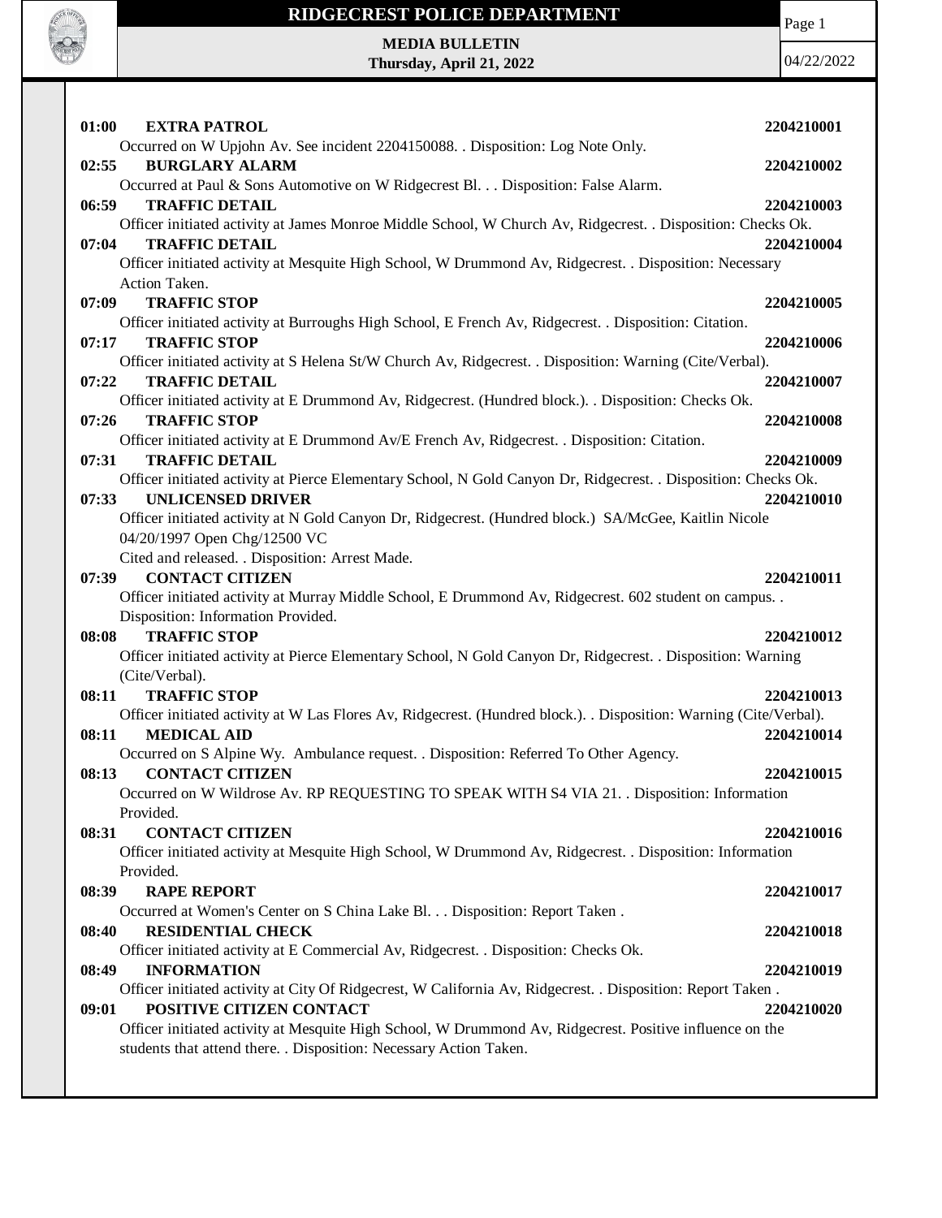# RIDGECREST POLICE DEPARTMENT

**MEDIA BULLETIN**
**Thursday, April 21, 2022**

04/22/2022

**01:00 EXTRA PATROL** **2204210001**
Occurred on W Upjohn Av. See incident 2204150088. . Disposition: Log Note Only.

**02:55 BURGLARY ALARM** **2204210002**
Occurred at Paul & Sons Automotive on W Ridgecrest Bl. . . Disposition: False Alarm.

**06:59 TRAFFIC DETAIL** **2204210003**
Officer initiated activity at James Monroe Middle School, W Church Av, Ridgecrest. . Disposition: Checks Ok.

**07:04 TRAFFIC DETAIL** **2204210004**
Officer initiated activity at Mesquite High School, W Drummond Av, Ridgecrest. . Disposition: Necessary Action Taken.

**07:09 TRAFFIC STOP** **2204210005**
Officer initiated activity at Burroughs High School, E French Av, Ridgecrest. . Disposition: Citation.

**07:17 TRAFFIC STOP** **2204210006**
Officer initiated activity at S Helena St/W Church Av, Ridgecrest. . Disposition: Warning (Cite/Verbal).

**07:22 TRAFFIC DETAIL** **2204210007**
Officer initiated activity at E Drummond Av, Ridgecrest. (Hundred block.). . Disposition: Checks Ok.

**07:26 TRAFFIC STOP** **2204210008**
Officer initiated activity at E Drummond Av/E French Av, Ridgecrest. . Disposition: Citation.

**07:31 TRAFFIC DETAIL** **2204210009**
Officer initiated activity at Pierce Elementary School, N Gold Canyon Dr, Ridgecrest. . Disposition: Checks Ok.

**07:33 UNLICENSED DRIVER** **2204210010**
Officer initiated activity at N Gold Canyon Dr, Ridgecrest. (Hundred block.) SA/McGee, Kaitlin Nicole 04/20/1997 Open Chg/12500 VC
Cited and released. . Disposition: Arrest Made.

**07:39 CONTACT CITIZEN** **2204210011**
Officer initiated activity at Murray Middle School, E Drummond Av, Ridgecrest. 602 student on campus. . Disposition: Information Provided.

**08:08 TRAFFIC STOP** **2204210012**
Officer initiated activity at Pierce Elementary School, N Gold Canyon Dr, Ridgecrest. . Disposition: Warning (Cite/Verbal).

**08:11 TRAFFIC STOP** **2204210013**
Officer initiated activity at W Las Flores Av, Ridgecrest. (Hundred block.). . Disposition: Warning (Cite/Verbal).

**08:11 MEDICAL AID** **2204210014**
Occurred on S Alpine Wy. Ambulance request. . Disposition: Referred To Other Agency.

**08:13 CONTACT CITIZEN** **2204210015**
Occurred on W Wildrose Av. RP REQUESTING TO SPEAK WITH S4 VIA 21. . Disposition: Information Provided.

**08:31 CONTACT CITIZEN** **2204210016**
Officer initiated activity at Mesquite High School, W Drummond Av, Ridgecrest. . Disposition: Information Provided.

**08:39 RAPE REPORT** **2204210017**
Occurred at Women's Center on S China Lake Bl. . . Disposition: Report Taken .

**08:40 RESIDENTIAL CHECK** **2204210018**
Officer initiated activity at E Commercial Av, Ridgecrest. . Disposition: Checks Ok.

**08:49 INFORMATION** **2204210019**
Officer initiated activity at City Of Ridgecrest, W California Av, Ridgecrest. . Disposition: Report Taken .

**09:01 POSITIVE CITIZEN CONTACT** **2204210020**
Officer initiated activity at Mesquite High School, W Drummond Av, Ridgecrest. Positive influence on the students that attend there. . Disposition: Necessary Action Taken.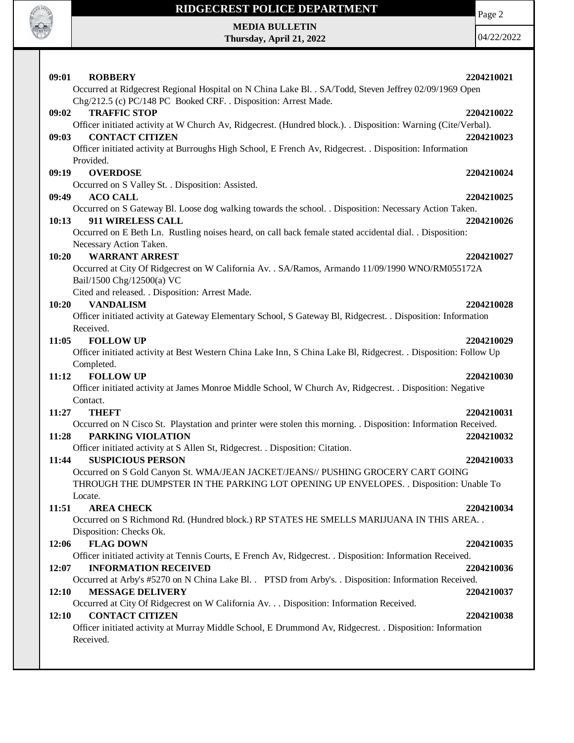**09:01 ROBBERY** **2204210021**

Occurred at Ridgecrest Regional Hospital on N China Lake Bl. . SA/Todd, Steven Jeffrey 02/09/1969 Open Chg/212.5 (c) PC/148 PC Booked CRF. . Disposition: Arrest Made.

**09:02 TRAFFIC STOP** **2204210022**

Officer initiated activity at W Church Av, Ridgecrest. (Hundred block.). . Disposition: Warning (Cite/Verbal).

**09:03 CONTACT CITIZEN** **2204210023**

Officer initiated activity at Burroughs High School, E French Av, Ridgecrest. . Disposition: Information Provided.

**09:19 OVERDOSE** **2204210024**

Occurred on S Valley St. . Disposition: Assisted.

**09:49 ACO CALL** **2204210025**

Occurred on S Gateway Bl. Loose dog walking towards the school. . Disposition: Necessary Action Taken.

**10:13 911 WIRELESS CALL** **2204210026**

Occurred on E Beth Ln. Rustling noises heard, on call back female stated accidental dial. . Disposition: Necessary Action Taken.

**10:20 WARRANT ARREST** **2204210027**

Occurred at City Of Ridgecrest on W California Av. . SA/Ramos, Armando 11/09/1990 WNO/RM055172A Bail/1500 Chg/12500(a) VC
Cited and released. . Disposition: Arrest Made.

**10:20 VANDALISM** **2204210028**

Officer initiated activity at Gateway Elementary School, S Gateway Bl, Ridgecrest. . Disposition: Information Received.

**11:05 FOLLOW UP** **2204210029**

Officer initiated activity at Best Western China Lake Inn, S China Lake Bl, Ridgecrest. . Disposition: Follow Up Completed.

**11:12 FOLLOW UP** **2204210030**

Officer initiated activity at James Monroe Middle School, W Church Av, Ridgecrest. . Disposition: Negative Contact.

**11:27 THEFT** **2204210031**

Occurred on N Cisco St. Playstation and printer were stolen this morning. . Disposition: Information Received.

**11:28 PARKING VIOLATION** **2204210032**

Officer initiated activity at S Allen St, Ridgecrest. . Disposition: Citation.

**11:44 SUSPICIOUS PERSON** **2204210033**

Occurred on S Gold Canyon St. WMA/JEAN JACKET/JEANS// PUSHING GROCERY CART GOING THROUGH THE DUMPSTER IN THE PARKING LOT OPENING UP ENVELOPES. . Disposition: Unable To Locate.

**11:51 AREA CHECK** **2204210034**

Occurred on S Richmond Rd. (Hundred block.) RP STATES HE SMELLS MARIJUANA IN THIS AREA. . Disposition: Checks Ok.

**12:06 FLAG DOWN** **2204210035**

Officer initiated activity at Tennis Courts, E French Av, Ridgecrest. . Disposition: Information Received.

**12:07 INFORMATION RECEIVED** **2204210036**

Occurred at Arby's #5270 on N China Lake Bl. . PTSD from Arby's. . Disposition: Information Received.

**12:10 MESSAGE DELIVERY** **2204210037**

Occurred at City Of Ridgecrest on W California Av. . . Disposition: Information Received.

**12:10 CONTACT CITIZEN** **2204210038**

Officer initiated activity at Murray Middle School, E Drummond Av, Ridgecrest. . Disposition: Information Received.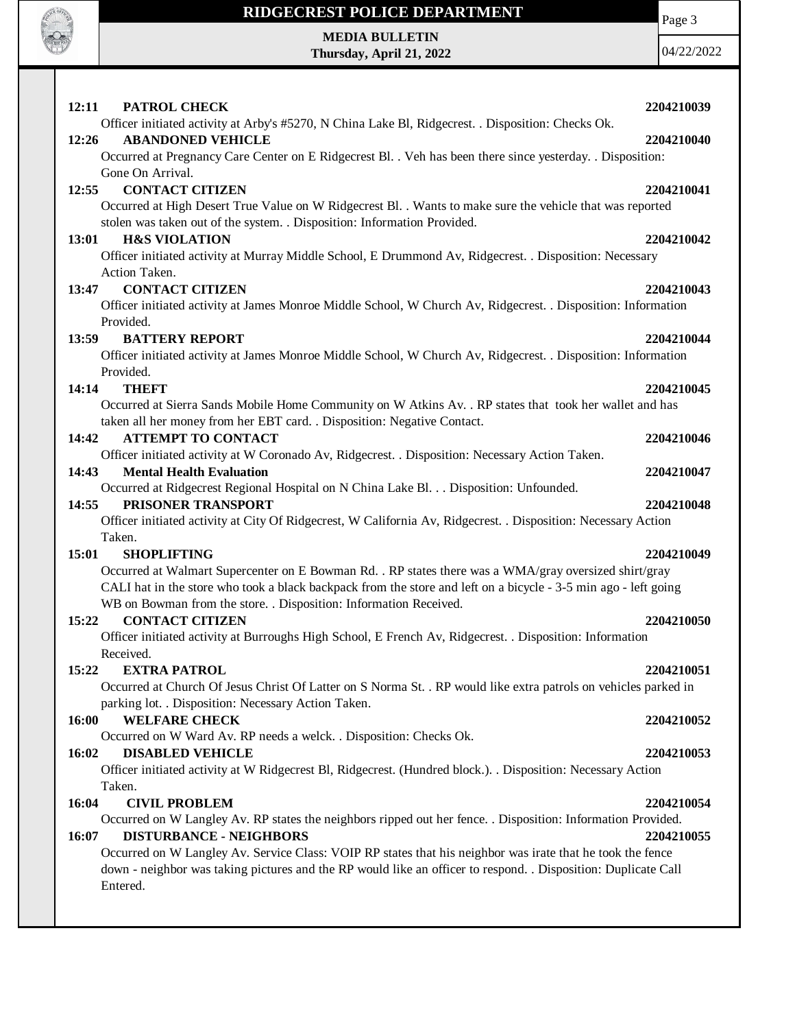**12:11 PATROL CHECK** **2204210039**

Officer initiated activity at Arby's #5270, N China Lake Bl, Ridgecrest. . Disposition: Checks Ok.

**12:26 ABANDONED VEHICLE** **2204210040**

Occurred at Pregnancy Care Center on E Ridgecrest Bl. . Veh has been there since yesterday. . Disposition: Gone On Arrival.

**12:55 CONTACT CITIZEN** **2204210041**

Occurred at High Desert True Value on W Ridgecrest Bl. . Wants to make sure the vehicle that was reported stolen was taken out of the system. . Disposition: Information Provided.

**13:01 H&S VIOLATION** **2204210042**

Officer initiated activity at Murray Middle School, E Drummond Av, Ridgecrest. . Disposition: Necessary Action Taken.

**13:47 CONTACT CITIZEN** **2204210043**

Officer initiated activity at James Monroe Middle School, W Church Av, Ridgecrest. . Disposition: Information Provided.

**13:59 BATTERY REPORT** **2204210044**

Officer initiated activity at James Monroe Middle School, W Church Av, Ridgecrest. . Disposition: Information Provided.

**14:14 THEFT** **2204210045**

Occurred at Sierra Sands Mobile Home Community on W Atkins Av. . RP states that took her wallet and has taken all her money from her EBT card. . Disposition: Negative Contact.

**14:42 ATTEMPT TO CONTACT** **2204210046**

Officer initiated activity at W Coronado Av, Ridgecrest. . Disposition: Necessary Action Taken.

**14:43 Mental Health Evaluation** **2204210047**

Occurred at Ridgecrest Regional Hospital on N China Lake Bl. . . Disposition: Unfounded.

**14:55 PRISONER TRANSPORT** **2204210048**

Officer initiated activity at City Of Ridgecrest, W California Av, Ridgecrest. . Disposition: Necessary Action Taken.

**15:01 SHOPLIFTING** **2204210049**

Occurred at Walmart Supercenter on E Bowman Rd. . RP states there was a WMA/gray oversized shirt/gray CALI hat in the store who took a black backpack from the store and left on a bicycle - 3-5 min ago - left going WB on Bowman from the store. . Disposition: Information Received.

**15:22 CONTACT CITIZEN** **2204210050**

Officer initiated activity at Burroughs High School, E French Av, Ridgecrest. . Disposition: Information Received.

**15:22 EXTRA PATROL** **2204210051**

Occurred at Church Of Jesus Christ Of Latter on S Norma St. . RP would like extra patrols on vehicles parked in parking lot. . Disposition: Necessary Action Taken.

**16:00 WELFARE CHECK** **2204210052**

Occurred on W Ward Av. RP needs a welck. . Disposition: Checks Ok.

**16:02 DISABLED VEHICLE** **2204210053**

Officer initiated activity at W Ridgecrest Bl, Ridgecrest. (Hundred block.). . Disposition: Necessary Action Taken.

**16:04 CIVIL PROBLEM** **2204210054**

Occurred on W Langley Av. RP states the neighbors ripped out her fence. . Disposition: Information Provided.

**16:07 DISTURBANCE - NEIGHBORS** **2204210055**

Occurred on W Langley Av. Service Class: VOIP RP states that his neighbor was irate that he took the fence down - neighbor was taking pictures and the RP would like an officer to respond. . Disposition: Duplicate Call Entered.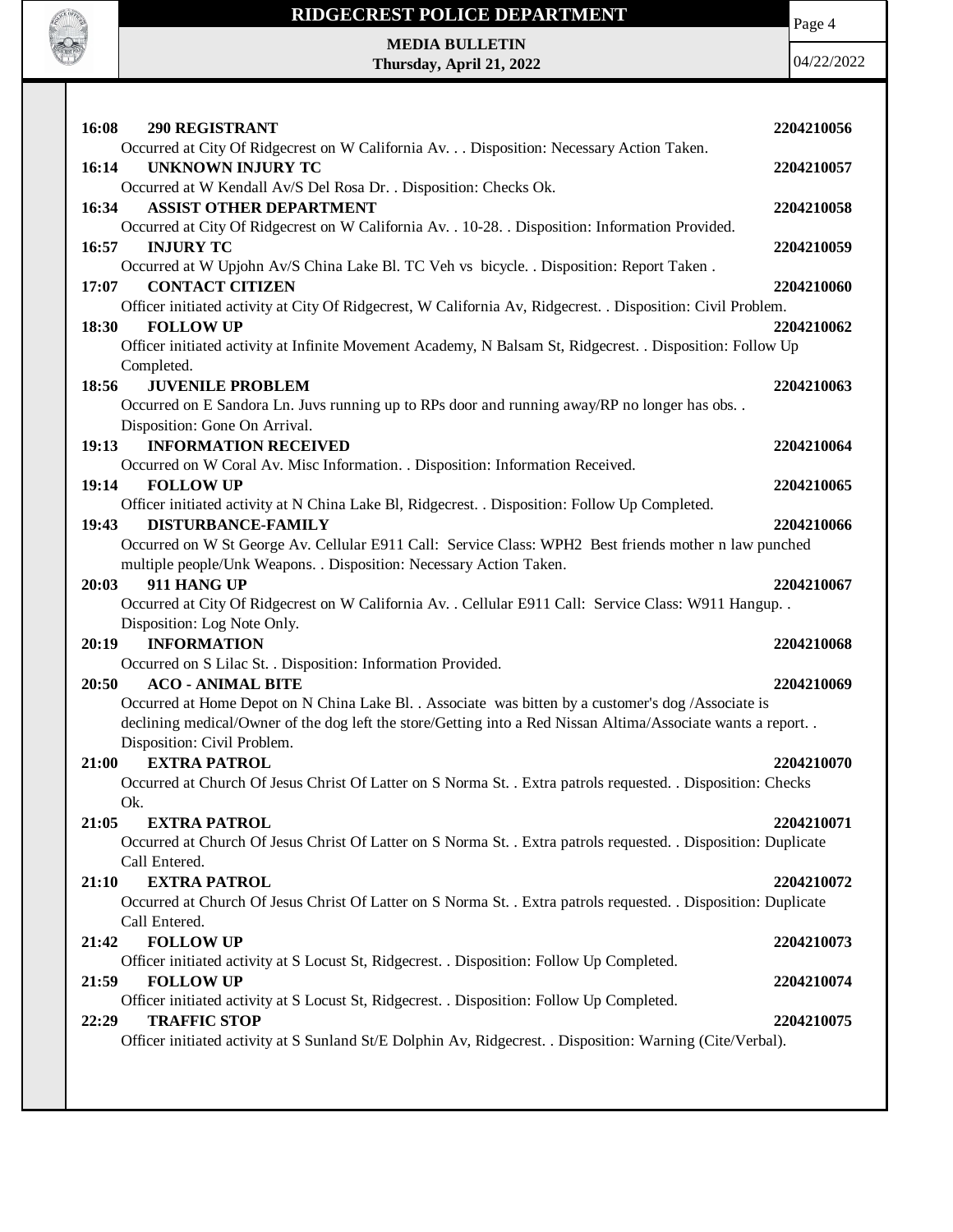**16:08 290 REGISTRANT** **2204210056**
Occurred at City Of Ridgecrest on W California Av. . . Disposition: Necessary Action Taken.

**16:14 UNKNOWN INJURY TC** **2204210057**
Occurred at W Kendall Av/S Del Rosa Dr. . Disposition: Checks Ok.

**16:34 ASSIST OTHER DEPARTMENT** **2204210058**
Occurred at City Of Ridgecrest on W California Av. . 10-28. . Disposition: Information Provided.

**16:57 INJURY TC** **2204210059**
Occurred at W Upjohn Av/S China Lake Bl. TC Veh vs bicycle. . Disposition: Report Taken .

**17:07 CONTACT CITIZEN** **2204210060**
Officer initiated activity at City Of Ridgecrest, W California Av, Ridgecrest. . Disposition: Civil Problem.

**18:30 FOLLOW UP** **2204210062**
Officer initiated activity at Infinite Movement Academy, N Balsam St, Ridgecrest. . Disposition: Follow Up Completed.

**18:56 JUVENILE PROBLEM** **2204210063**
Occurred on E Sandora Ln. Juvs running up to RPs door and running away/RP no longer has obs. . Disposition: Gone On Arrival.

**19:13 INFORMATION RECEIVED** **2204210064**
Occurred on W Coral Av. Misc Information. . Disposition: Information Received.

**19:14 FOLLOW UP** **2204210065**
Officer initiated activity at N China Lake Bl, Ridgecrest. . Disposition: Follow Up Completed.

**19:43 DISTURBANCE-FAMILY** **2204210066**
Occurred on W St George Av. Cellular E911 Call: Service Class: WPH2 Best friends mother n law punched multiple people/Unk Weapons. . Disposition: Necessary Action Taken.

**20:03 911 HANG UP** **2204210067**
Occurred at City Of Ridgecrest on W California Av. . Cellular E911 Call: Service Class: W911 Hangup. . Disposition: Log Note Only.

**20:19 INFORMATION** **2204210068**
Occurred on S Lilac St. . Disposition: Information Provided.

**20:50 ACO - ANIMAL BITE** **2204210069**
Occurred at Home Depot on N China Lake Bl. . Associate was bitten by a customer's dog /Associate is declining medical/Owner of the dog left the store/Getting into a Red Nissan Altima/Associate wants a report. . Disposition: Civil Problem.

**21:00 EXTRA PATROL** **2204210070**
Occurred at Church Of Jesus Christ Of Latter on S Norma St. . Extra patrols requested. . Disposition: Checks Ok.

**21:05 EXTRA PATROL** **2204210071**
Occurred at Church Of Jesus Christ Of Latter on S Norma St. . Extra patrols requested. . Disposition: Duplicate Call Entered.

**21:10 EXTRA PATROL** **2204210072**
Occurred at Church Of Jesus Christ Of Latter on S Norma St. . Extra patrols requested. . Disposition: Duplicate Call Entered.

**21:42 FOLLOW UP** **2204210073**
Officer initiated activity at S Locust St, Ridgecrest. . Disposition: Follow Up Completed.

**21:59 FOLLOW UP** **2204210074**
Officer initiated activity at S Locust St, Ridgecrest. . Disposition: Follow Up Completed.

**22:29 TRAFFIC STOP** **2204210075**
Officer initiated activity at S Sunland St/E Dolphin Av, Ridgecrest. . Disposition: Warning (Cite/Verbal).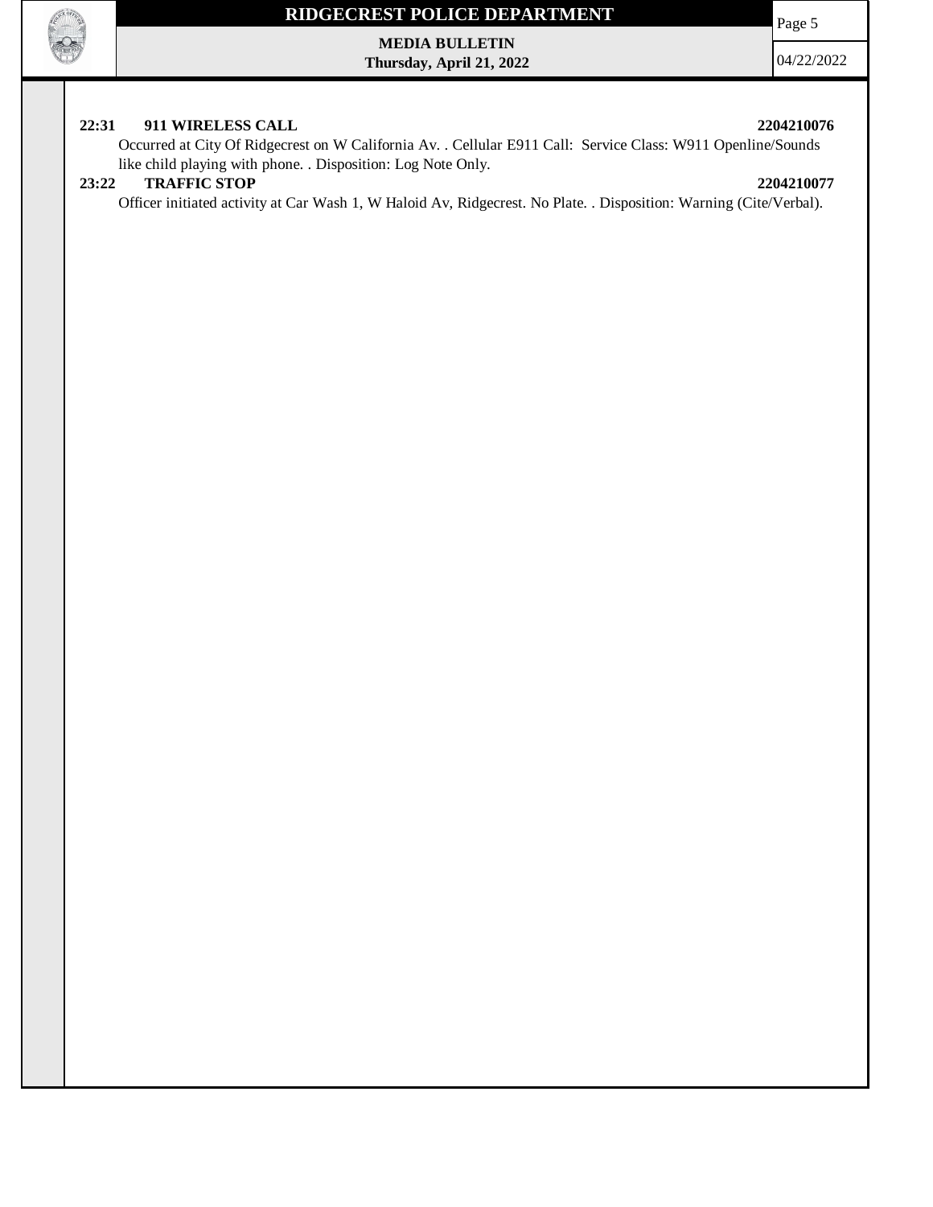**22:31 911 WIRELESS CALL** **2204210076**

Occurred at City Of Ridgecrest on W California Av. . Cellular E911 Call: Service Class: W911 Openline/Sounds like child playing with phone. . Disposition: Log Note Only.

**23:22 TRAFFIC STOP** **2204210077**

Officer initiated activity at Car Wash 1, W Haloid Av, Ridgecrest. No Plate. . Disposition: Warning (Cite/Verbal).